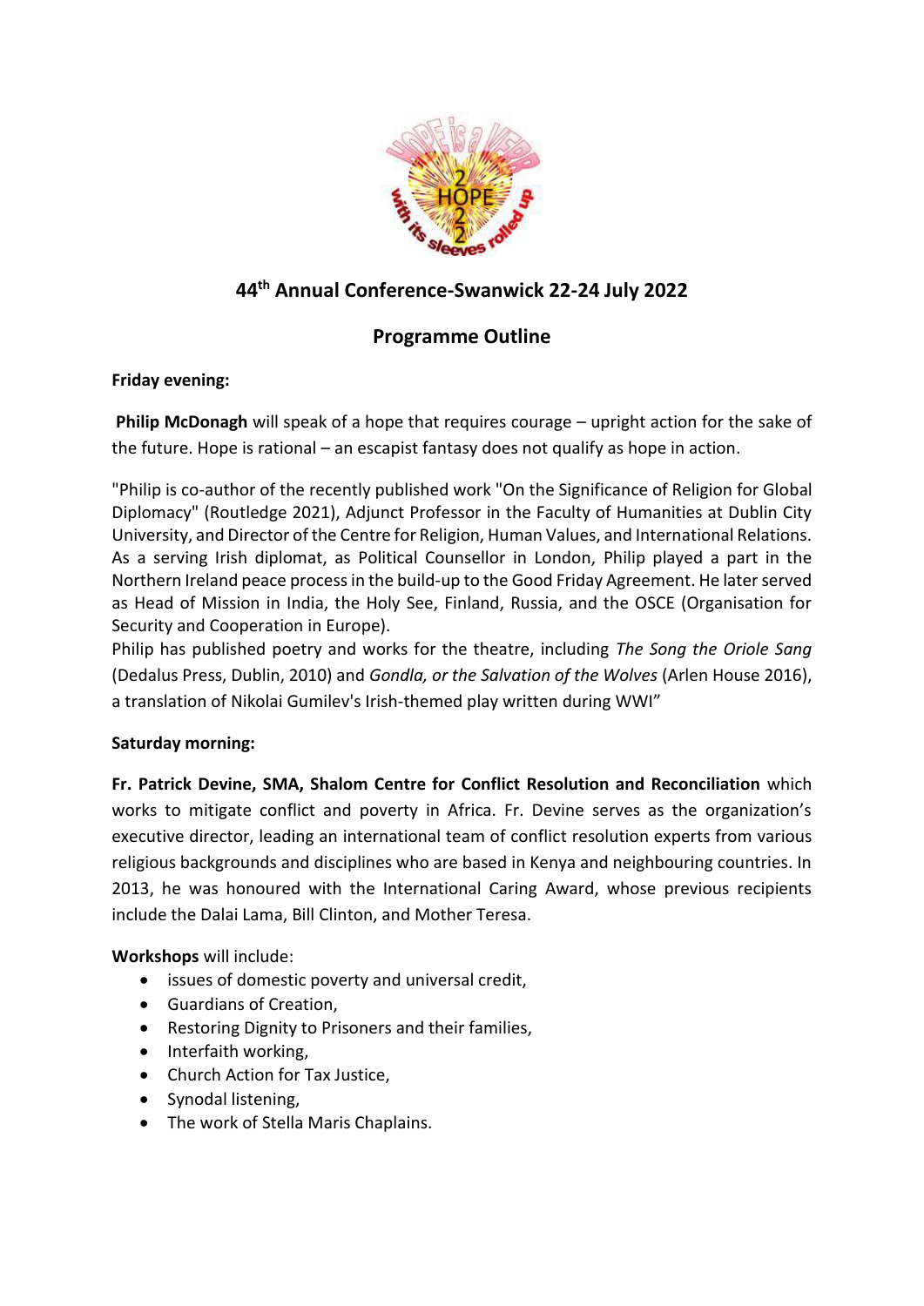## 44th Annual Conference-Swanwick 22-24 July 2022

## Programme Outline

**Friday evening:**

**Philip McDonagh** will speak of a hope that requires courage – upright action for the sake of the future. Hope is rational – an escapist fantasy does not qualify as hope in action.

"Philip is co-author of the recently published work "On the Significance of Religion for Global Diplomacy" (Routledge 2021), Adjunct Professor in the Faculty of Humanities at Dublin City University, and Director of the Centre for Religion, Human Values, and International Relations. As a serving Irish diplomat, as Political Counsellor in London, Philip played a part in the Northern Ireland peace process in the build-up to the Good Friday Agreement. He later served as Head of Mission in India, the Holy See, Finland, Russia, and the OSCE (Organisation for Security and Cooperation in Europe).
Philip has published poetry and works for the theatre, including *The Song the Oriole Sang* (Dedalus Press, Dublin, 2010) and *Gondla, or the Salvation of the Wolves* (Arlen House 2016), a translation of Nikolai Gumilev's Irish-themed play written during WWI"

**Saturday morning:**

**Fr. Patrick Devine, SMA, Shalom Centre for Conflict Resolution and Reconciliation** which works to mitigate conflict and poverty in Africa. Fr. Devine serves as the organization's executive director, leading an international team of conflict resolution experts from various religious backgrounds and disciplines who are based in Kenya and neighbouring countries. In 2013, he was honoured with the International Caring Award, whose previous recipients include the Dalai Lama, Bill Clinton, and Mother Teresa.

**Workshops** will include:

- issues of domestic poverty and universal credit,
- Guardians of Creation,
- Restoring Dignity to Prisoners and their families,
- Interfaith working,
- Church Action for Tax Justice,
- Synodal listening,
- The work of Stella Maris Chaplains.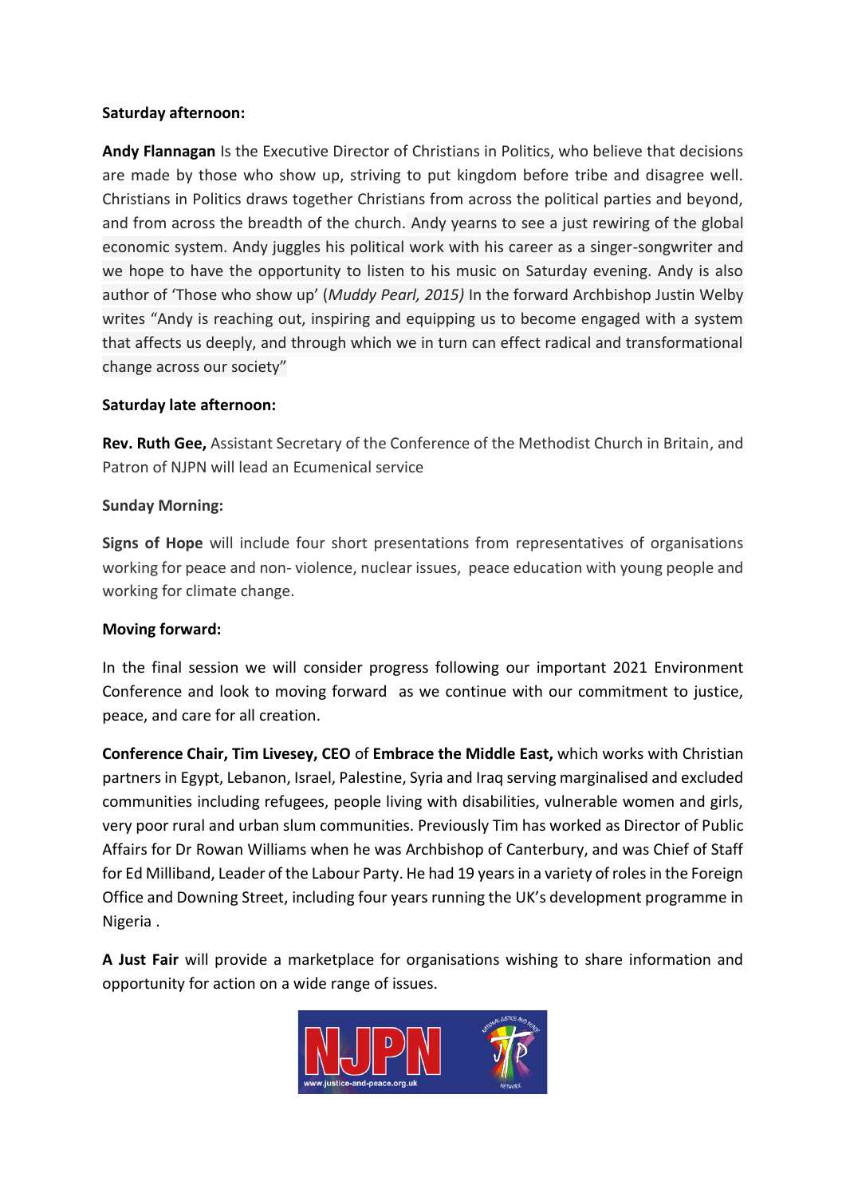**Saturday afternoon:**

**Andy Flannagan** Is the Executive Director of Christians in Politics, who believe that decisions are made by those who show up, striving to put kingdom before tribe and disagree well. Christians in Politics draws together Christians from across the political parties and beyond, and from across the breadth of the church. Andy yearns to see a just rewiring of the global economic system. Andy juggles his political work with his career as a singer-songwriter and we hope to have the opportunity to listen to his music on Saturday evening. Andy is also author of 'Those who show up' (*Muddy Pearl, 2015)* In the forward Archbishop Justin Welby writes "Andy is reaching out, inspiring and equipping us to become engaged with a system that affects us deeply, and through which we in turn can effect radical and transformational change across our society"

**Saturday late afternoon:**

**Rev. Ruth Gee,** Assistant Secretary of the Conference of the Methodist Church in Britain, and Patron of NJPN will lead an Ecumenical service

**Sunday Morning:**

**Signs of Hope** will include four short presentations from representatives of organisations working for peace and non- violence, nuclear issues, peace education with young people and working for climate change.

**Moving forward:**

In the final session we will consider progress following our important 2021 Environment Conference and look to moving forward as we continue with our commitment to justice, peace, and care for all creation.

**Conference Chair, Tim Livesey, CEO** of **Embrace the Middle East,** which works with Christian partners in Egypt, Lebanon, Israel, Palestine, Syria and Iraq serving marginalised and excluded communities including refugees, people living with disabilities, vulnerable women and girls, very poor rural and urban slum communities. Previously Tim has worked as Director of Public Affairs for Dr Rowan Williams when he was Archbishop of Canterbury, and was Chief of Staff for Ed Milliband, Leader of the Labour Party. He had 19 years in a variety of roles in the Foreign Office and Downing Street, including four years running the UK's development programme in Nigeria .

**A Just Fair** will provide a marketplace for organisations wishing to share information and opportunity for action on a wide range of issues.

NJPN
www.justice-and-peace.org.uk